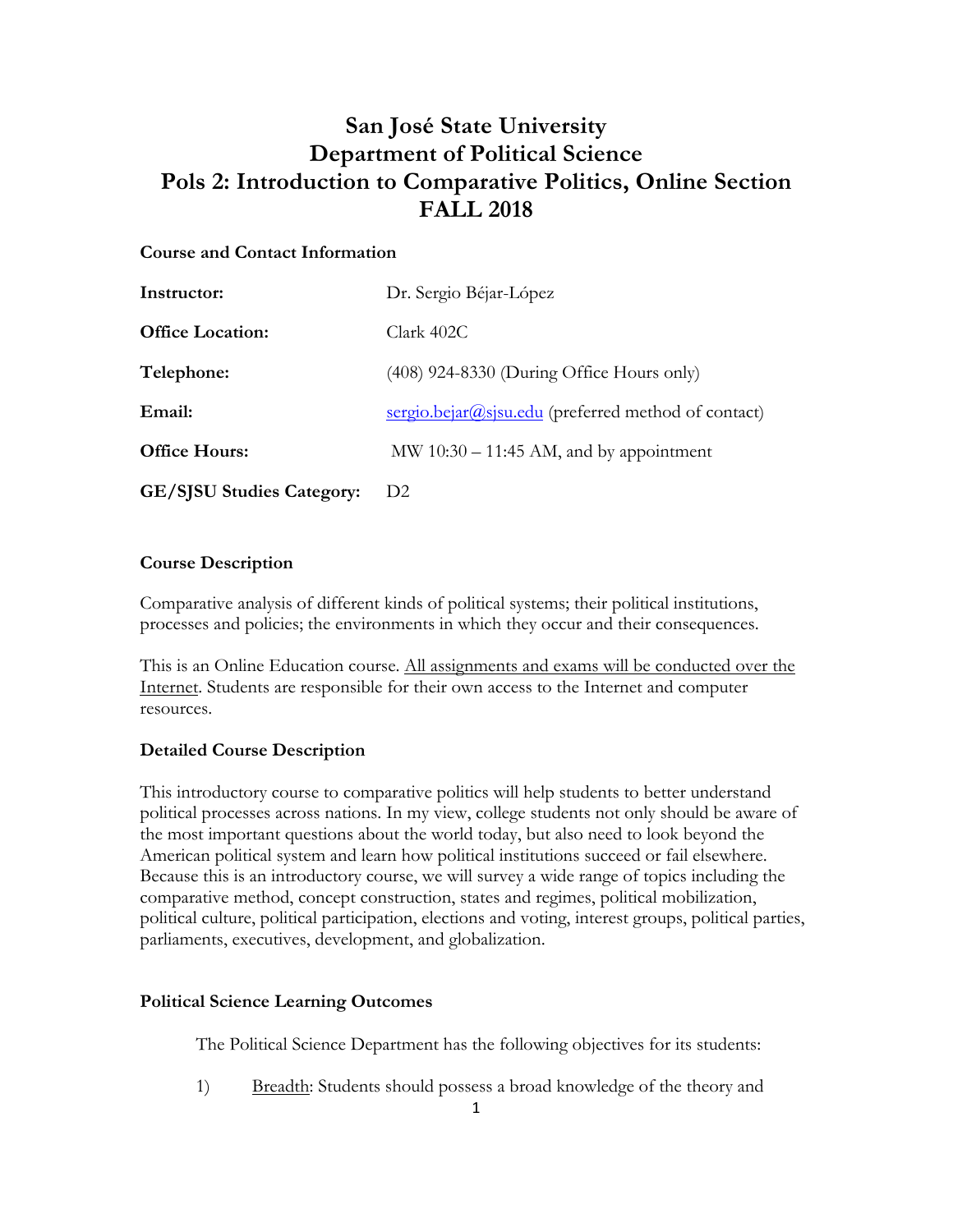# San José State University
# Department of Political Science
# Pols 2: Introduction to Comparative Politics, Online Section
# FALL 2018

## Course and Contact Information

| | |
|---|---|
| **Instructor:** | Dr. Sergio Béjar-López |
| **Office Location:** | Clark 402C |
| **Telephone:** | (408) 924-8330 (During Office Hours only) |
| **Email:** | sergio.bejar@sjsu.edu (preferred method of contact) |
| **Office Hours:** | MW 10:30 – 11:45 AM, and by appointment |
| **GE/SJSU Studies Category:** | D2 |

## Course Description

Comparative analysis of different kinds of political systems; their political institutions, processes and policies; the environments in which they occur and their consequences.

This is an Online Education course. All assignments and exams will be conducted over the Internet. Students are responsible for their own access to the Internet and computer resources.

## Detailed Course Description

This introductory course to comparative politics will help students to better understand political processes across nations. In my view, college students not only should be aware of the most important questions about the world today, but also need to look beyond the American political system and learn how political institutions succeed or fail elsewhere. Because this is an introductory course, we will survey a wide range of topics including the comparative method, concept construction, states and regimes, political mobilization, political culture, political participation, elections and voting, interest groups, political parties, parliaments, executives, development, and globalization.

## Political Science Learning Outcomes

The Political Science Department has the following objectives for its students:

1) Breadth: Students should possess a broad knowledge of the theory and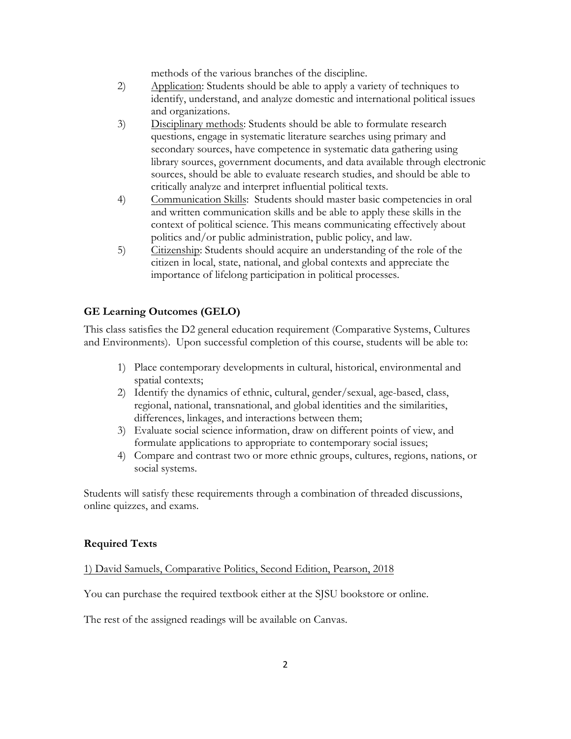methods of the various branches of the discipline.

2) Application: Students should be able to apply a variety of techniques to identify, understand, and analyze domestic and international political issues and organizations.
3) Disciplinary methods: Students should be able to formulate research questions, engage in systematic literature searches using primary and secondary sources, have competence in systematic data gathering using library sources, government documents, and data available through electronic sources, should be able to evaluate research studies, and should be able to critically analyze and interpret influential political texts.
4) Communication Skills: Students should master basic competencies in oral and written communication skills and be able to apply these skills in the context of political science. This means communicating effectively about politics and/or public administration, public policy, and law.
5) Citizenship: Students should acquire an understanding of the role of the citizen in local, state, national, and global contexts and appreciate the importance of lifelong participation in political processes.

### GE Learning Outcomes (GELO)

This class satisfies the D2 general education requirement (Comparative Systems, Cultures and Environments). Upon successful completion of this course, students will be able to:

1) Place contemporary developments in cultural, historical, environmental and spatial contexts;
2) Identify the dynamics of ethnic, cultural, gender/sexual, age-based, class, regional, national, transnational, and global identities and the similarities, differences, linkages, and interactions between them;
3) Evaluate social science information, draw on different points of view, and formulate applications to appropriate to contemporary social issues;
4) Compare and contrast two or more ethnic groups, cultures, regions, nations, or social systems.

Students will satisfy these requirements through a combination of threaded discussions, online quizzes, and exams.

### Required Texts

1) David Samuels, Comparative Politics, Second Edition, Pearson, 2018

You can purchase the required textbook either at the SJSU bookstore or online.

The rest of the assigned readings will be available on Canvas.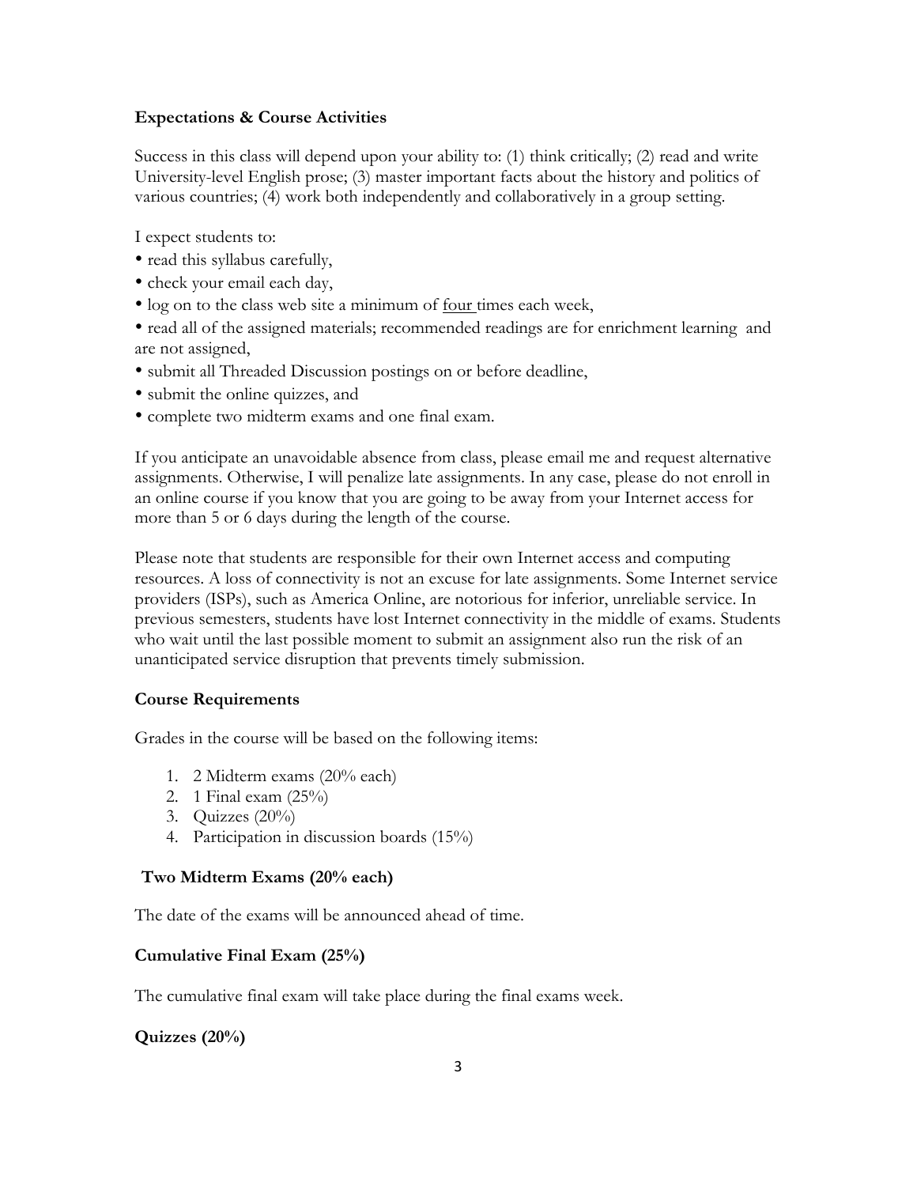### Expectations & Course Activities

Success in this class will depend upon your ability to: (1) think critically; (2) read and write University-level English prose; (3) master important facts about the history and politics of various countries; (4) work both independently and collaboratively in a group setting.

I expect students to:

- read this syllabus carefully,
- check your email each day,
- log on to the class web site a minimum of four times each week,
- read all of the assigned materials; recommended readings are for enrichment learning and are not assigned,
- submit all Threaded Discussion postings on or before deadline,
- submit the online quizzes, and
- complete two midterm exams and one final exam.

If you anticipate an unavoidable absence from class, please email me and request alternative assignments. Otherwise, I will penalize late assignments. In any case, please do not enroll in an online course if you know that you are going to be away from your Internet access for more than 5 or 6 days during the length of the course.

Please note that students are responsible for their own Internet access and computing resources. A loss of connectivity is not an excuse for late assignments. Some Internet service providers (ISPs), such as America Online, are notorious for inferior, unreliable service. In previous semesters, students have lost Internet connectivity in the middle of exams. Students who wait until the last possible moment to submit an assignment also run the risk of an unanticipated service disruption that prevents timely submission.

### Course Requirements

Grades in the course will be based on the following items:

1. 2 Midterm exams (20% each)
2. 1 Final exam (25%)
3. Quizzes (20%)
4. Participation in discussion boards (15%)

### Two Midterm Exams (20% each)

The date of the exams will be announced ahead of time.

### Cumulative Final Exam (25%)

The cumulative final exam will take place during the final exams week.

### Quizzes (20%)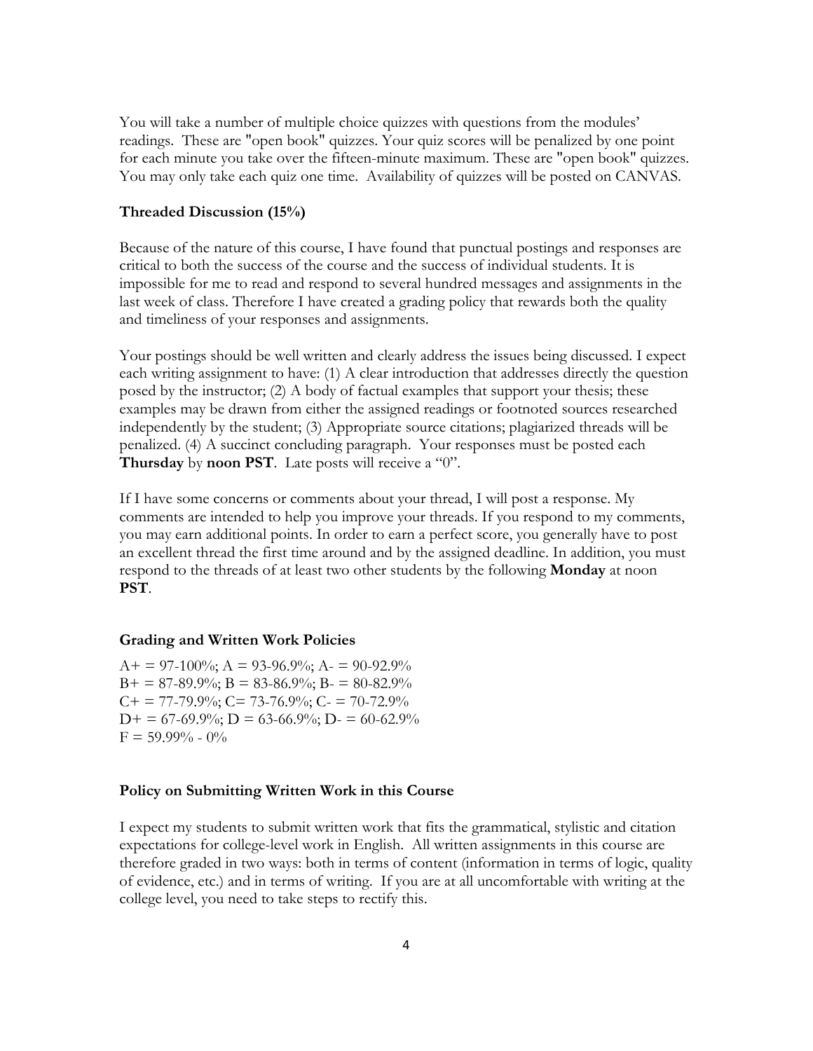You will take a number of multiple choice quizzes with questions from the modules' readings. These are "open book" quizzes. Your quiz scores will be penalized by one point for each minute you take over the fifteen-minute maximum. These are "open book" quizzes. You may only take each quiz one time. Availability of quizzes will be posted on CANVAS.

**Threaded Discussion (15%)**

Because of the nature of this course, I have found that punctual postings and responses are critical to both the success of the course and the success of individual students. It is impossible for me to read and respond to several hundred messages and assignments in the last week of class. Therefore I have created a grading policy that rewards both the quality and timeliness of your responses and assignments.

Your postings should be well written and clearly address the issues being discussed. I expect each writing assignment to have: (1) A clear introduction that addresses directly the question posed by the instructor; (2) A body of factual examples that support your thesis; these examples may be drawn from either the assigned readings or footnoted sources researched independently by the student; (3) Appropriate source citations; plagiarized threads will be penalized. (4) A succinct concluding paragraph. Your responses must be posted each **Thursday** by **noon PST**. Late posts will receive a "0".

If I have some concerns or comments about your thread, I will post a response. My comments are intended to help you improve your threads. If you respond to my comments, you may earn additional points. In order to earn a perfect score, you generally have to post an excellent thread the first time around and by the assigned deadline. In addition, you must respond to the threads of at least two other students by the following **Monday** at noon **PST**.

**Grading and Written Work Policies**

A+ = 97-100%; A = 93-96.9%; A- = 90-92.9%
B+ = 87-89.9%; B = 83-86.9%; B- = 80-82.9%
C+ = 77-79.9%; C= 73-76.9%; C- = 70-72.9%
D+ = 67-69.9%; D = 63-66.9%; D- = 60-62.9%
F = 59.99% - 0%

**Policy on Submitting Written Work in this Course**

I expect my students to submit written work that fits the grammatical, stylistic and citation expectations for college-level work in English. All written assignments in this course are therefore graded in two ways: both in terms of content (information in terms of logic, quality of evidence, etc.) and in terms of writing. If you are at all uncomfortable with writing at the college level, you need to take steps to rectify this.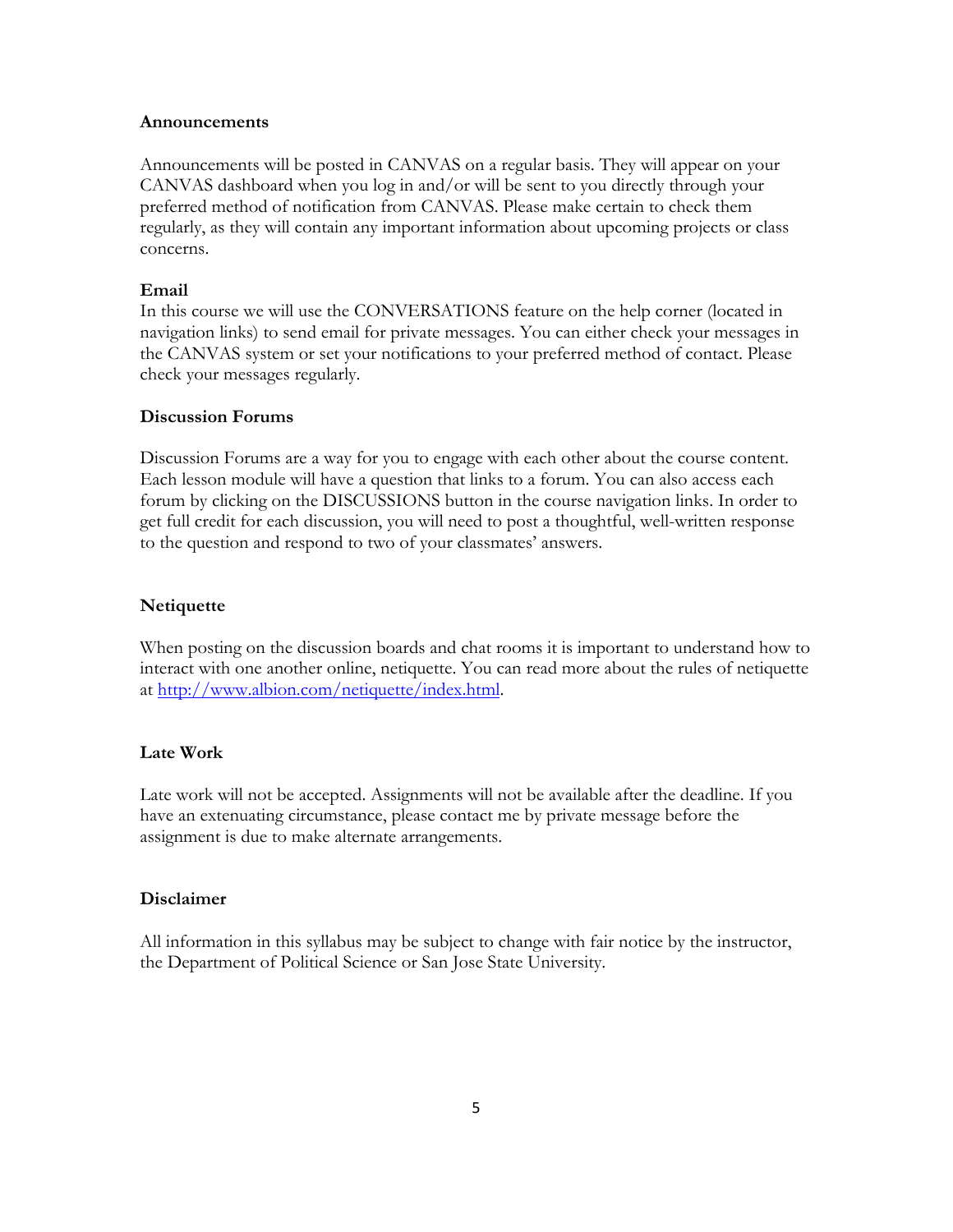**Announcements**

Announcements will be posted in CANVAS on a regular basis. They will appear on your CANVAS dashboard when you log in and/or will be sent to you directly through your preferred method of notification from CANVAS. Please make certain to check them regularly, as they will contain any important information about upcoming projects or class concerns.

**Email**

In this course we will use the CONVERSATIONS feature on the help corner (located in navigation links) to send email for private messages. You can either check your messages in the CANVAS system or set your notifications to your preferred method of contact. Please check your messages regularly.

**Discussion Forums**

Discussion Forums are a way for you to engage with each other about the course content. Each lesson module will have a question that links to a forum. You can also access each forum by clicking on the DISCUSSIONS button in the course navigation links. In order to get full credit for each discussion, you will need to post a thoughtful, well-written response to the question and respond to two of your classmates' answers.

**Netiquette**

When posting on the discussion boards and chat rooms it is important to understand how to interact with one another online, netiquette. You can read more about the rules of netiquette at [http://www.albion.com/netiquette/index.html](http://www.albion.com/netiquette/index.html).

**Late Work**

Late work will not be accepted. Assignments will not be available after the deadline. If you have an extenuating circumstance, please contact me by private message before the assignment is due to make alternate arrangements.

**Disclaimer**

All information in this syllabus may be subject to change with fair notice by the instructor, the Department of Political Science or San Jose State University.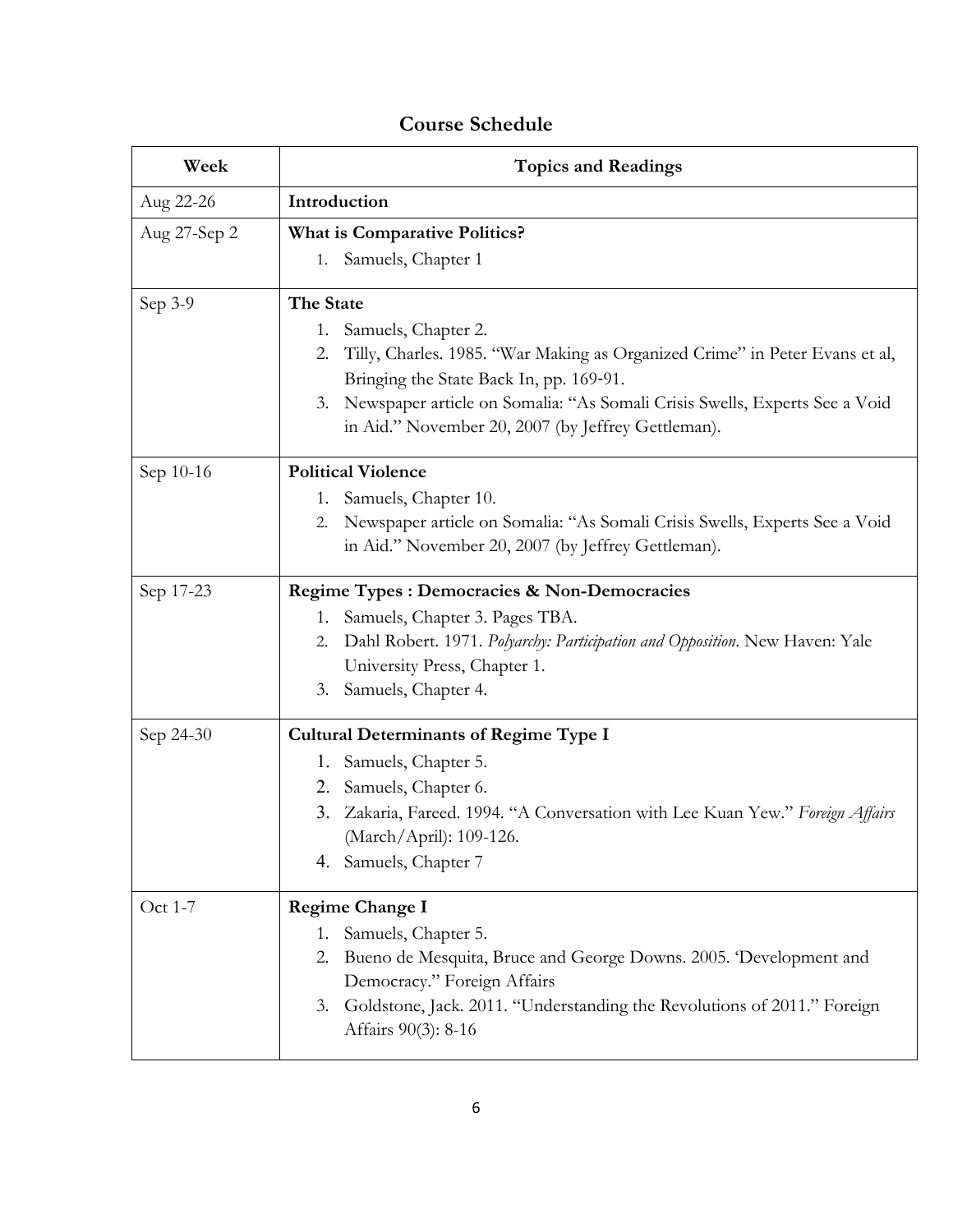## Course Schedule

| Week | Topics and Readings |
|---|---|
| Aug 22-26 | **Introduction** |
| Aug 27-Sep 2 | **What is Comparative Politics?**<br>1. Samuels, Chapter 1 |
| Sep 3-9 | **The State**<br>1. Samuels, Chapter 2.<br>2. Tilly, Charles. 1985. "War Making as Organized Crime" in Peter Evans et al, Bringing the State Back In, pp. 169-91.<br>3. Newspaper article on Somalia: "As Somali Crisis Swells, Experts See a Void in Aid." November 20, 2007 (by Jeffrey Gettleman). |
| Sep 10-16 | **Political Violence**<br>1. Samuels, Chapter 10.<br>2. Newspaper article on Somalia: "As Somali Crisis Swells, Experts See a Void in Aid." November 20, 2007 (by Jeffrey Gettleman). |
| Sep 17-23 | **Regime Types : Democracies & Non-Democracies**<br>1. Samuels, Chapter 3. Pages TBA.<br>2. Dahl Robert. 1971. *Polyarchy: Participation and Opposition*. New Haven: Yale University Press, Chapter 1.<br>3. Samuels, Chapter 4. |
| Sep 24-30 | **Cultural Determinants of Regime Type I**<br>1. Samuels, Chapter 5.<br>2. Samuels, Chapter 6.<br>3. Zakaria, Fareed. 1994. "A Conversation with Lee Kuan Yew." *Foreign Affairs* (March/April): 109-126.<br>4. Samuels, Chapter 7 |
| Oct 1-7 | **Regime Change I**<br>1. Samuels, Chapter 5.<br>2. Bueno de Mesquita, Bruce and George Downs. 2005. 'Development and Democracy." Foreign Affairs<br>3. Goldstone, Jack. 2011. "Understanding the Revolutions of 2011." Foreign Affairs 90(3): 8-16 |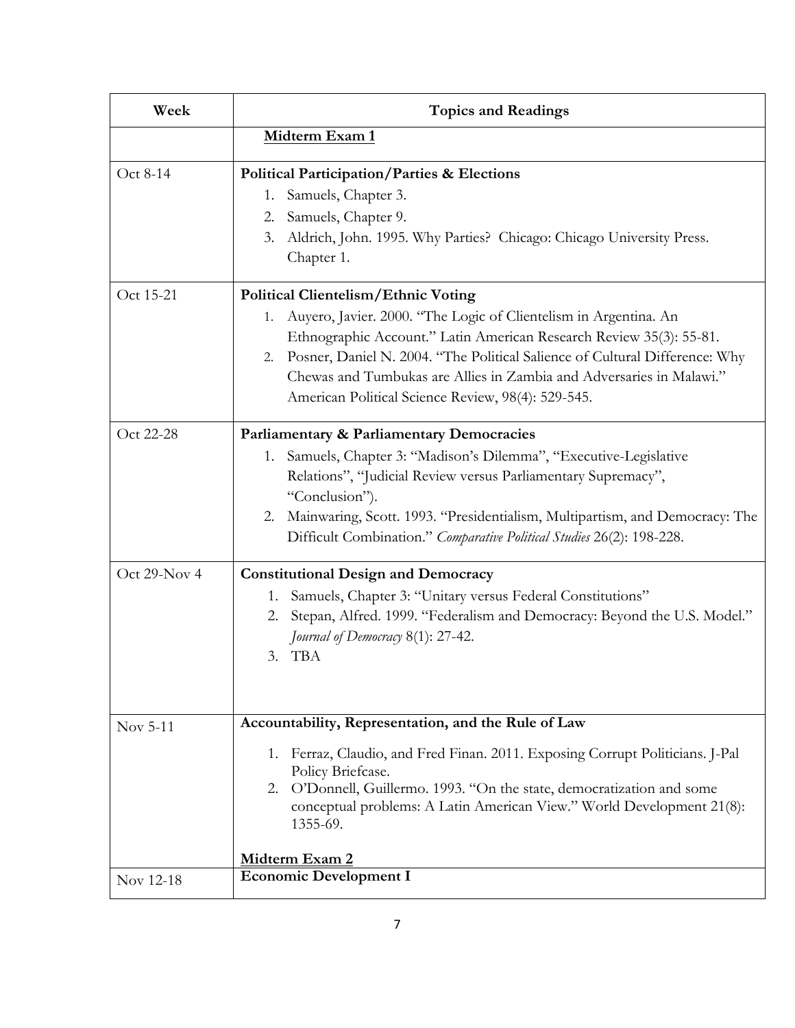| Week | Topics and Readings |
|---|---|
| | **Midterm Exam 1** |
| Oct 8-14 | **Political Participation/Parties & Elections**<br>1. Samuels, Chapter 3.<br>2. Samuels, Chapter 9.<br>3. Aldrich, John. 1995. Why Parties? Chicago: Chicago University Press. Chapter 1. |
| Oct 15-21 | **Political Clientelism/Ethnic Voting**<br>1. Auyero, Javier. 2000. "The Logic of Clientelism in Argentina. An Ethnographic Account." Latin American Research Review 35(3): 55-81.<br>2. Posner, Daniel N. 2004. "The Political Salience of Cultural Difference: Why Chewas and Tumbukas are Allies in Zambia and Adversaries in Malawi." American Political Science Review, 98(4): 529-545. |
| Oct 22-28 | **Parliamentary & Parliamentary Democracies**<br>1. Samuels, Chapter 3: "Madison's Dilemma", "Executive-Legislative Relations", "Judicial Review versus Parliamentary Supremacy", "Conclusion").<br>2. Mainwaring, Scott. 1993. "Presidentialism, Multipartism, and Democracy: The Difficult Combination." *Comparative Political Studies* 26(2): 198-228. |
| Oct 29-Nov 4 | **Constitutional Design and Democracy**<br>1. Samuels, Chapter 3: "Unitary versus Federal Constitutions"<br>2. Stepan, Alfred. 1999. "Federalism and Democracy: Beyond the U.S. Model." *Journal of Democracy* 8(1): 27-42.<br>3. TBA |
| Nov 5-11 | **Accountability, Representation, and the Rule of Law**<br>1. Ferraz, Claudio, and Fred Finan. 2011. Exposing Corrupt Politicians. J-Pal Policy Briefcase.<br>2. O'Donnell, Guillermo. 1993. "On the state, democratization and some conceptual problems: A Latin American View." World Development 21(8): 1355-69.<br><br>**Midterm Exam 2** |
| Nov 12-18 | **Economic Development I** |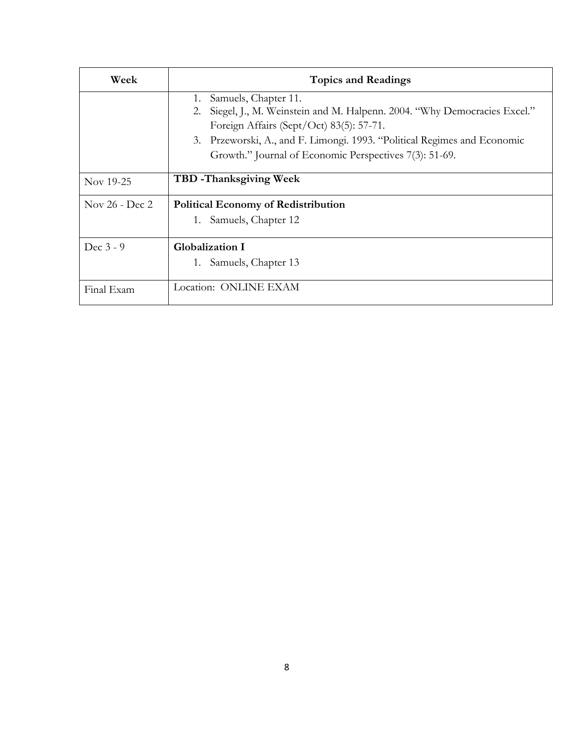| Week | Topics and Readings |
|---|---|
| | 1. Samuels, Chapter 11.<br>2. Siegel, J., M. Weinstein and M. Halpenn. 2004. "Why Democracies Excel." Foreign Affairs (Sept/Oct) 83(5): 57-71.<br>3. Przeworski, A., and F. Limongi. 1993. "Political Regimes and Economic Growth." Journal of Economic Perspectives 7(3): 51-69. |
| Nov 19-25 | **TBD -Thanksgiving Week** |
| Nov 26 - Dec 2 | **Political Economy of Redistribution**<br>1. Samuels, Chapter 12 |
| Dec 3 - 9 | **Globalization I**<br>1. Samuels, Chapter 13 |
| Final Exam | Location: ONLINE EXAM |